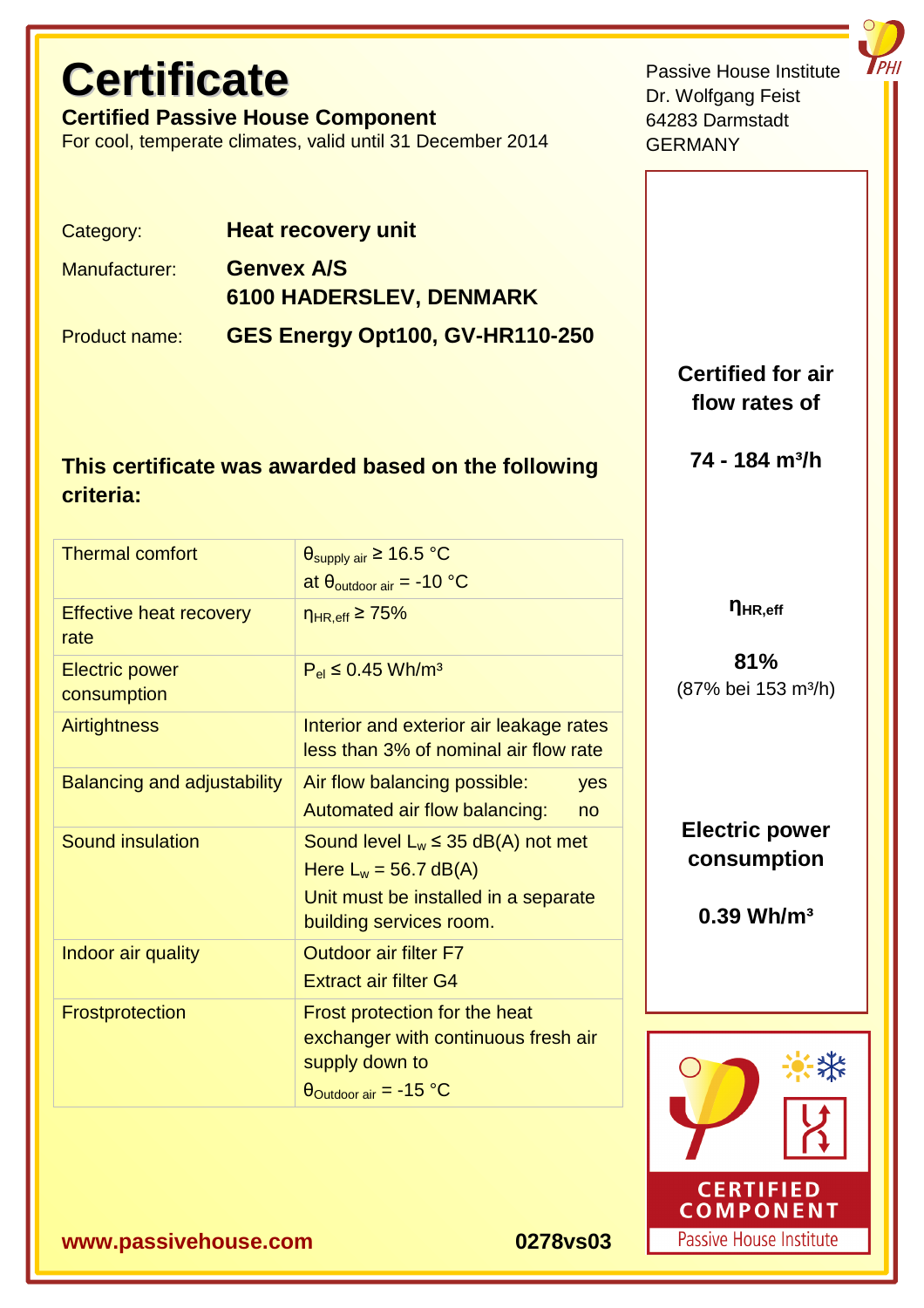# Certificate

**Certified Passive House Component**

For cool, temperate climates, valid until 31 December 2014

Passive House Institute
Dr. Wolfgang Feist
64283 Darmstadt
GERMANY

| | |
|---|---|
| Category: | **Heat recovery unit** |
| Manufacturer: | **Genvex A/S** **6100 HADERSLEV, DENMARK** |
| Product name: | **GES Energy Opt100, GV-HR110-250** |

**Certified for air flow rates of**

**74 - 184 m³/h**

**$\eta_{HR,eff}$**

**81%**
(87% bei 153 m³/h)

**Electric power consumption**

**0.39 Wh/m³**

### This certificate was awarded based on the following criteria:

| | |
|---|---|
| Thermal comfort | $\theta_{supply\ air} \geq 16.5$ °C at $\theta_{outdoor\ air} = -10$ °C |
| Effective heat recovery rate | $\eta_{HR,eff} \geq 75\%$ |
| Electric power consumption | $P_{el} \leq 0.45$ Wh/m³ |
| Airtightness | Interior and exterior air leakage rates less than 3% of nominal air flow rate |
| Balancing and adjustability | Air flow balancing possible: yes<br>Automated air flow balancing: no |
| Sound insulation | Sound level $L_w \leq 35$ dB(A) not met<br>Here $L_w = 56.7$ dB(A)<br>Unit must be installed in a separate building services room. |
| Indoor air quality | Outdoor air filter F7<br>Extract air filter G4 |
| Frostprotection | Frost protection for the heat exchanger with continuous fresh air supply down to $\theta_{Outdoor\ air} = -15$ °C |

CERTIFIED COMPONENT
Passive House Institute

**www.passivehouse.com** **0278vs03**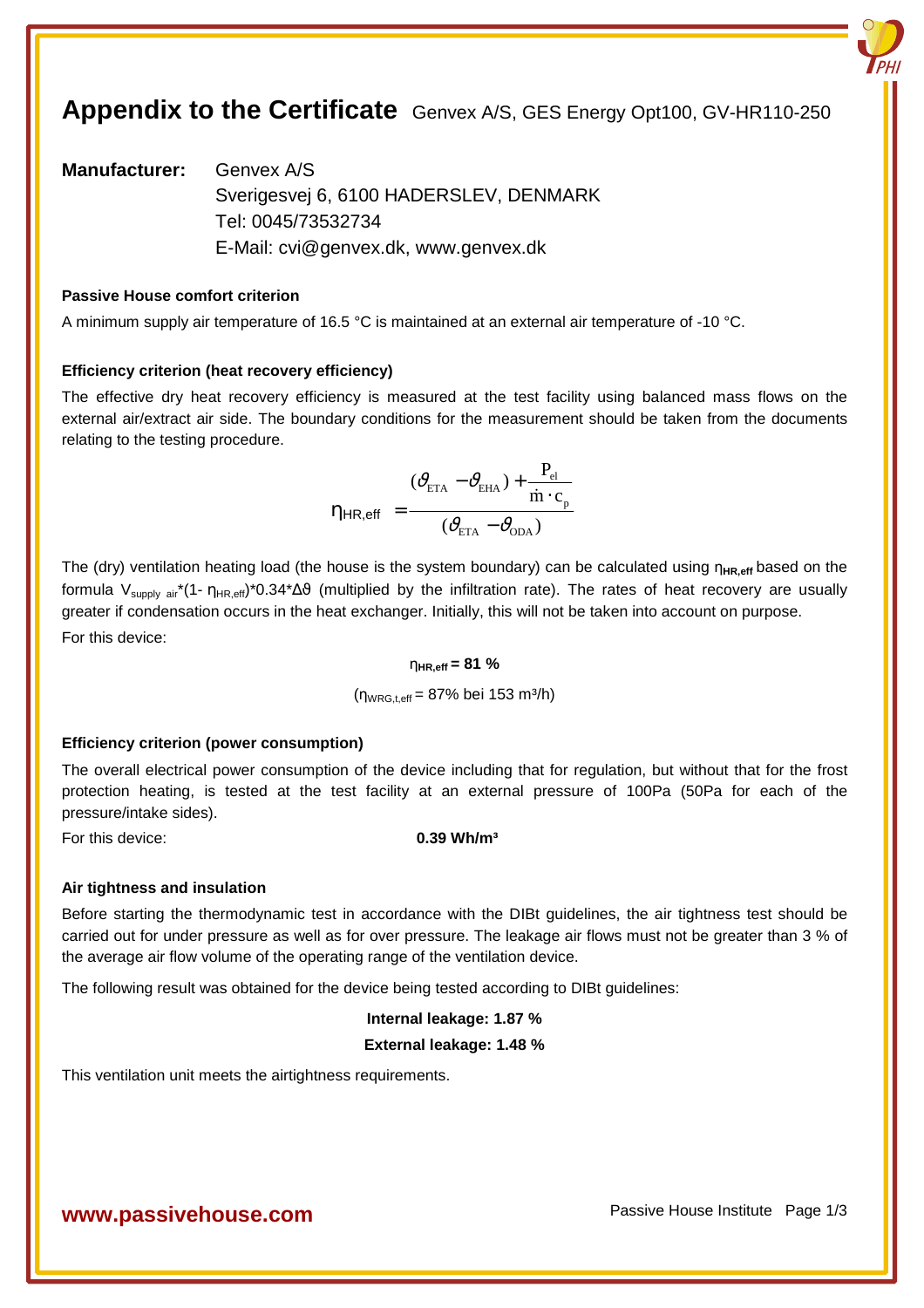# Appendix to the Certificate Genvex A/S, GES Energy Opt100, GV-HR110-250

**Manufacturer:** Genvex A/S
Sverigesvej 6, 6100 HADERSLEV, DENMARK
Tel: 0045/73532734
E-Mail: cvi@genvex.dk, www.genvex.dk

### Passive House comfort criterion

A minimum supply air temperature of 16.5 °C is maintained at an external air temperature of -10 °C.

### Efficiency criterion (heat recovery efficiency)

The effective dry heat recovery efficiency is measured at the test facility using balanced mass flows on the external air/extract air side. The boundary conditions for the measurement should be taken from the documents relating to the testing procedure.

$$\eta_{HR,eff} = \frac{(\vartheta_{ETA} - \vartheta_{EHA}) + \frac{P_{el}}{\dot{m} \cdot c_p}}{(\vartheta_{ETA} - \vartheta_{ODA})}$$

The (dry) ventilation heating load (the house is the system boundary) can be calculated using $\eta_{HR,eff}$ based on the formula $V_{supply\ air}*(1- \eta_{HR,eff})*0.34*\Delta\vartheta$ (multiplied by the infiltration rate). The rates of heat recovery are usually greater if condensation occurs in the heat exchanger. Initially, this will not be taken into account on purpose.

For this device:

$\eta_{HR,eff}$ **= 81 %**

($\eta_{WRG,t,eff}$ = 87% bei 153 m³/h)

### Efficiency criterion (power consumption)

The overall electrical power consumption of the device including that for regulation, but without that for the frost protection heating, is tested at the test facility at an external pressure of 100Pa (50Pa for each of the pressure/intake sides).

For this device: **0.39 Wh/m³**

### Air tightness and insulation

Before starting the thermodynamic test in accordance with the DIBt guidelines, the air tightness test should be carried out for under pressure as well as for over pressure. The leakage air flows must not be greater than 3 % of the average air flow volume of the operating range of the ventilation device.

The following result was obtained for the device being tested according to DIBt guidelines:

**Internal leakage: 1.87 %**

**External leakage: 1.48 %**

This ventilation unit meets the airtightness requirements.

**www.passivehouse.com**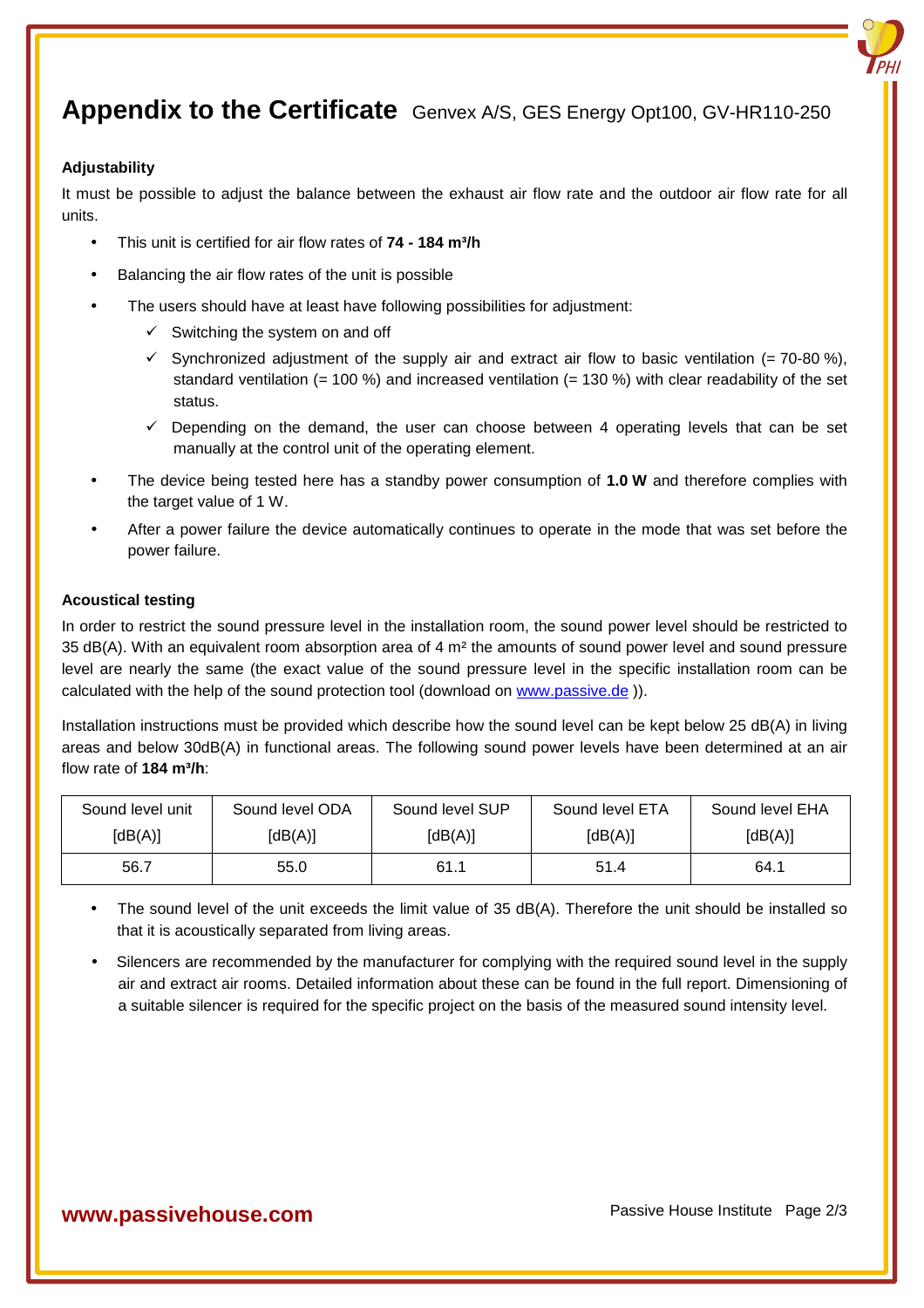# Appendix to the Certificate Genvex A/S, GES Energy Opt100, GV-HR110-250

### Adjustability

It must be possible to adjust the balance between the exhaust air flow rate and the outdoor air flow rate for all units.

- This unit is certified for air flow rates of **74 - 184 m³/h**
- Balancing the air flow rates of the unit is possible
- The users should have at least have following possibilities for adjustment:
  - ✓ Switching the system on and off
  - ✓ Synchronized adjustment of the supply air and extract air flow to basic ventilation (= 70-80 %), standard ventilation (= 100 %) and increased ventilation (= 130 %) with clear readability of the set status.
  - ✓ Depending on the demand, the user can choose between 4 operating levels that can be set manually at the control unit of the operating element.
- The device being tested here has a standby power consumption of **1.0 W** and therefore complies with the target value of 1 W.
- After a power failure the device automatically continues to operate in the mode that was set before the power failure.

### Acoustical testing

In order to restrict the sound pressure level in the installation room, the sound power level should be restricted to 35 dB(A). With an equivalent room absorption area of 4 m² the amounts of sound power level and sound pressure level are nearly the same (the exact value of the sound pressure level in the specific installation room can be calculated with the help of the sound protection tool (download on www.passive.de )).

Installation instructions must be provided which describe how the sound level can be kept below 25 dB(A) in living areas and below 30dB(A) in functional areas. The following sound power levels have been determined at an air flow rate of **184 m³/h**:

| Sound level unit [dB(A)] | Sound level ODA [dB(A)] | Sound level SUP [dB(A)] | Sound level ETA [dB(A)] | Sound level EHA [dB(A)] |
|---|---|---|---|---|
| 56.7 | 55.0 | 61.1 | 51.4 | 64.1 |

- The sound level of the unit exceeds the limit value of 35 dB(A). Therefore the unit should be installed so that it is acoustically separated from living areas.
- Silencers are recommended by the manufacturer for complying with the required sound level in the supply air and extract air rooms. Detailed information about these can be found in the full report. Dimensioning of a suitable silencer is required for the specific project on the basis of the measured sound intensity level.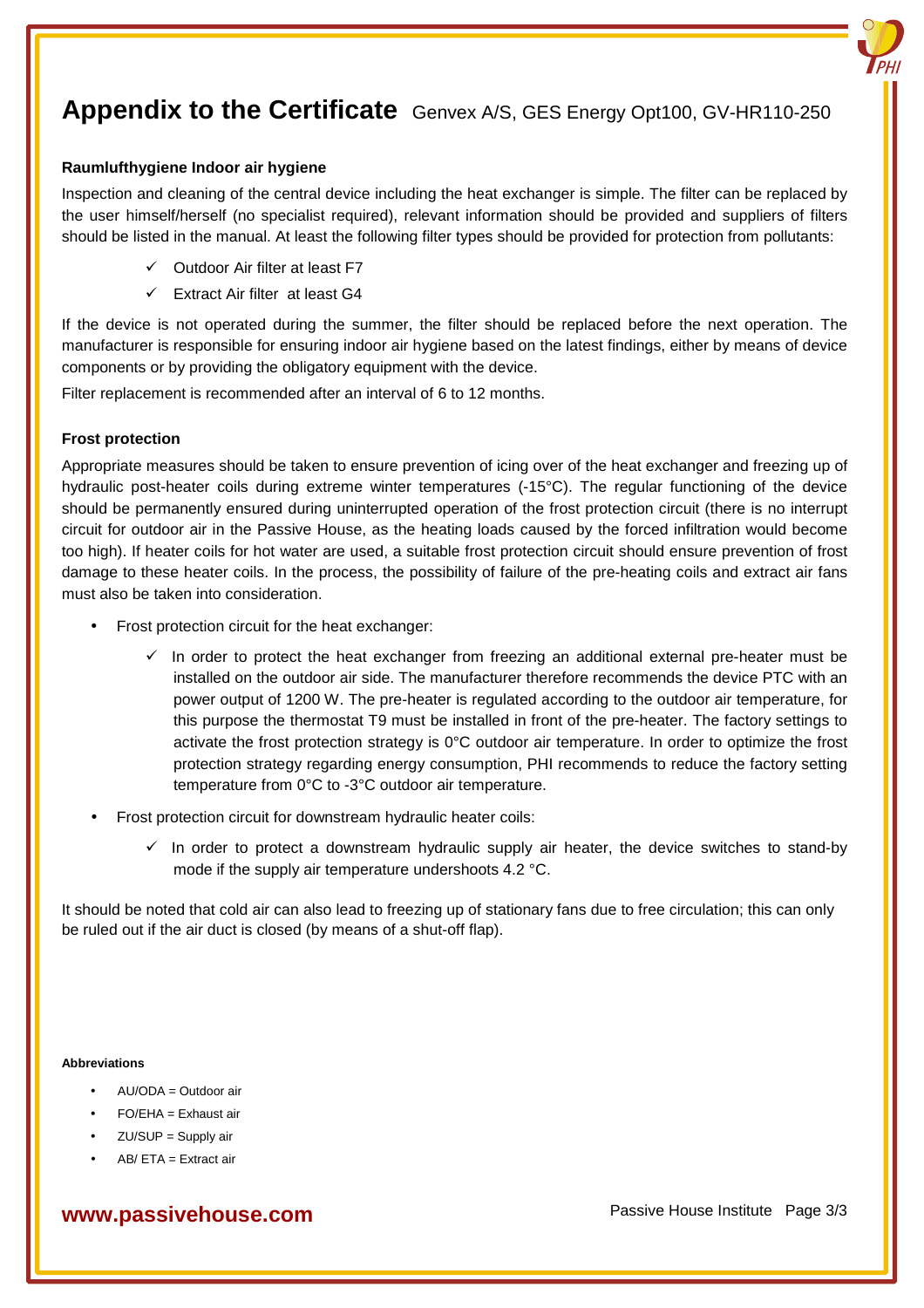# Appendix to the Certificate Genvex A/S, GES Energy Opt100, GV-HR110-250

**Raumlufthygiene Indoor air hygiene**

Inspection and cleaning of the central device including the heat exchanger is simple. The filter can be replaced by the user himself/herself (no specialist required), relevant information should be provided and suppliers of filters should be listed in the manual. At least the following filter types should be provided for protection from pollutants:

- ✓ Outdoor Air filter at least F7
- ✓ Extract Air filter at least G4

If the device is not operated during the summer, the filter should be replaced before the next operation. The manufacturer is responsible for ensuring indoor air hygiene based on the latest findings, either by means of device components or by providing the obligatory equipment with the device.

Filter replacement is recommended after an interval of 6 to 12 months.

**Frost protection**

Appropriate measures should be taken to ensure prevention of icing over of the heat exchanger and freezing up of hydraulic post-heater coils during extreme winter temperatures (-15°C). The regular functioning of the device should be permanently ensured during uninterrupted operation of the frost protection circuit (there is no interrupt circuit for outdoor air in the Passive House, as the heating loads caused by the forced infiltration would become too high). If heater coils for hot water are used, a suitable frost protection circuit should ensure prevention of frost damage to these heater coils. In the process, the possibility of failure of the pre-heating coils and extract air fans must also be taken into consideration.

- Frost protection circuit for the heat exchanger:
  - ✓ In order to protect the heat exchanger from freezing an additional external pre-heater must be installed on the outdoor air side. The manufacturer therefore recommends the device PTC with an power output of 1200 W. The pre-heater is regulated according to the outdoor air temperature, for this purpose the thermostat T9 must be installed in front of the pre-heater. The factory settings to activate the frost protection strategy is 0°C outdoor air temperature. In order to optimize the frost protection strategy regarding energy consumption, PHI recommends to reduce the factory setting temperature from 0°C to -3°C outdoor air temperature.
- Frost protection circuit for downstream hydraulic heater coils:
  - ✓ In order to protect a downstream hydraulic supply air heater, the device switches to stand-by mode if the supply air temperature undershoots 4.2 °C.

It should be noted that cold air can also lead to freezing up of stationary fans due to free circulation; this can only be ruled out if the air duct is closed (by means of a shut-off flap).

**Abbreviations**

- AU/ODA = Outdoor air
- FO/EHA = Exhaust air
- ZU/SUP = Supply air
- AB/ ETA = Extract air

**www.passivehouse.com** Passive House Institute